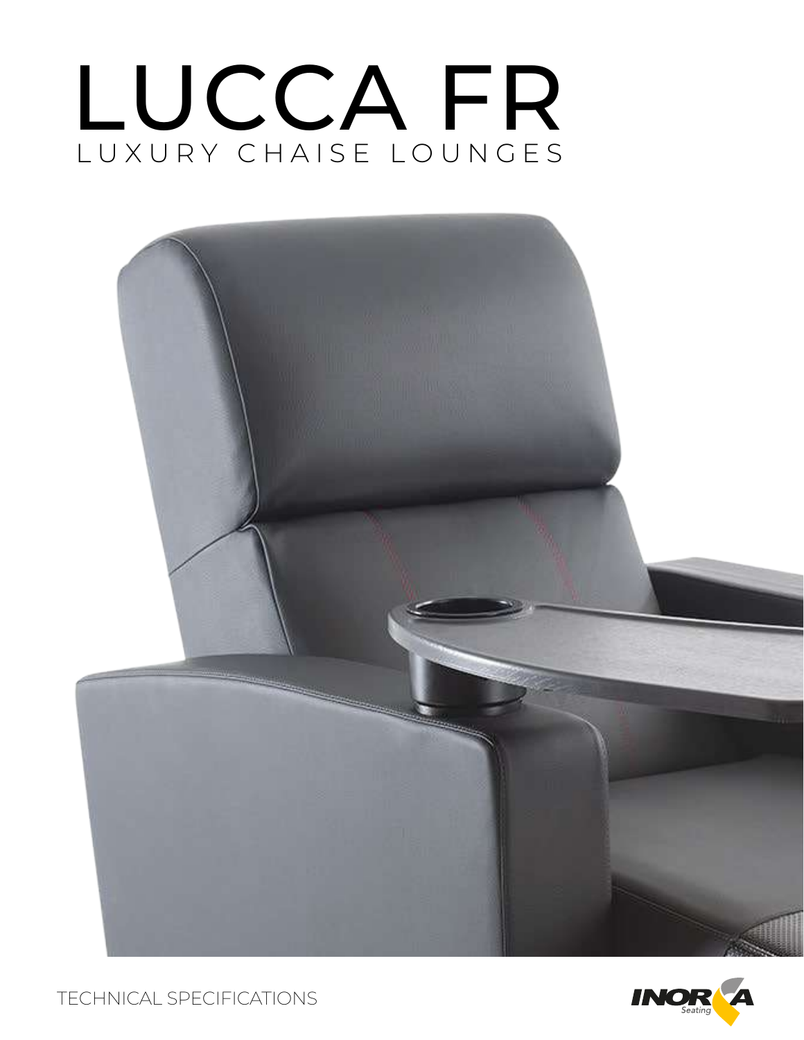# LUCCA FR

LUXURY CHAISE LOUNGES

TECHNICAL SPECIFICATIONS

INORCA Seating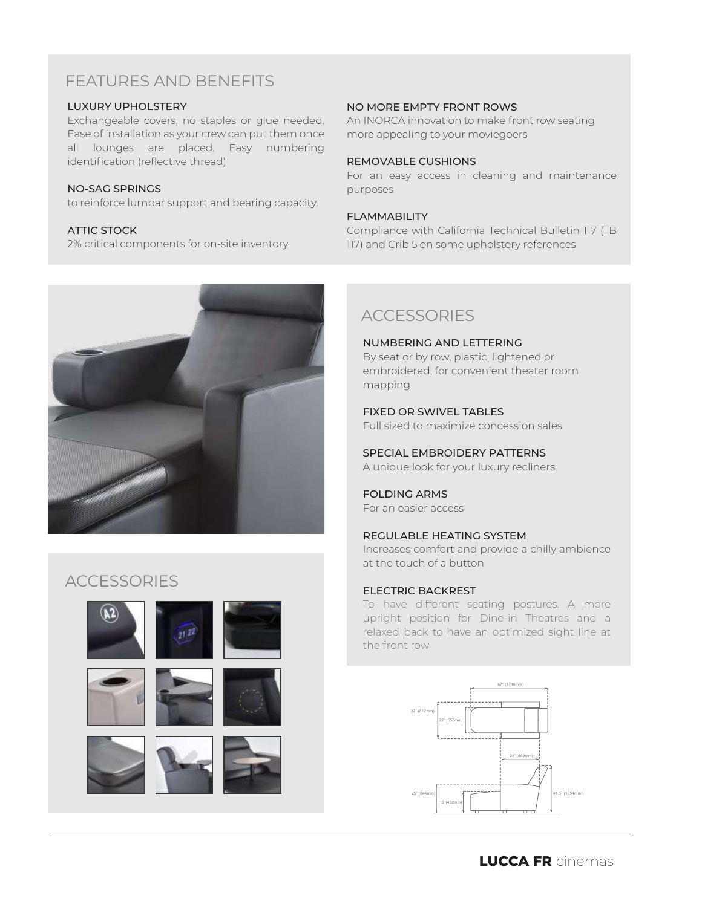## FEATURES AND BENEFITS

### LUXURY UPHOLSTERY
Exchangeable covers, no staples or glue needed. Ease of installation as your crew can put them once all lounges are placed. Easy numbering identification (reflective thread)

### NO-SAG SPRINGS
to reinforce lumbar support and bearing capacity.

### ATTIC STOCK
2% critical components for on-site inventory

### NO MORE EMPTY FRONT ROWS
An INORCA innovation to make front row seating more appealing to your moviegoers

### REMOVABLE CUSHIONS
For an easy access in cleaning and maintenance purposes

### FLAMMABILITY
Compliance with California Technical Bulletin 117 (TB 117) and Crib 5 on some upholstery references

## ACCESSORIES

## ACCESSORIES

### NUMBERING AND LETTERING
By seat or by row, plastic, lightened or embroidered, for convenient theater room mapping

### FIXED OR SWIVEL TABLES
Full sized to maximize concession sales

### SPECIAL EMBROIDERY PATTERNS
A unique look for your luxury recliners

### FOLDING ARMS
For an easier access

### REGULABLE HEATING SYSTEM
Increases comfort and provide a chilly ambience at the touch of a button

### ELECTRIC BACKREST
To have different seating postures. A more upright position for Dine-in Theatres and a relaxed back to have an optimized sight line at the front row

67" (1710mm)
32" (812mm)
22" (558mm)
34" (869mm)
25" (644mm)
19"(482mm)
41.5" (1054mm)

**LUCCA FR** cinemas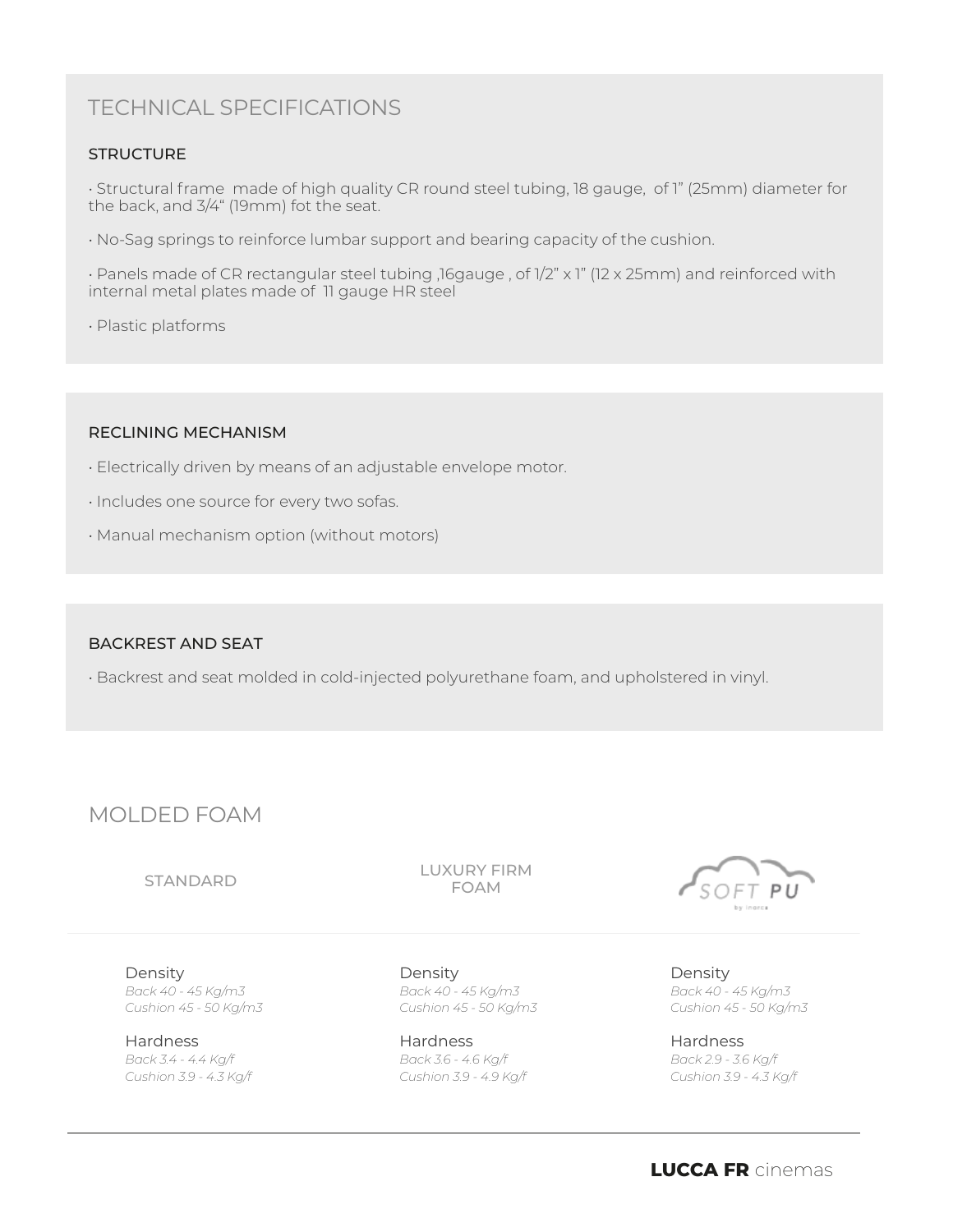# TECHNICAL SPECIFICATIONS

### STRUCTURE

- Structural frame made of high quality CR round steel tubing, 18 gauge, of 1" (25mm) diameter for the back, and 3/4" (19mm) fot the seat.
- No-Sag springs to reinforce lumbar support and bearing capacity of the cushion.
- Panels made of CR rectangular steel tubing ,16gauge , of 1/2" x 1" (12 x 25mm) and reinforced with internal metal plates made of 11 gauge HR steel
- Plastic platforms

### RECLINING MECHANISM

- Electrically driven by means of an adjustable envelope motor.
- Includes one source for every two sofas.
- Manual mechanism option (without motors)

### BACKREST AND SEAT

- Backrest and seat molded in cold-injected polyurethane foam, and upholstered in vinyl.

# MOLDED FOAM

| STANDARD | LUXURY FIRM FOAM | SOFT PU by inarca |
| --- | --- | --- |
| Density<br>*Back 40 - 45 Kg/m3*<br>*Cushion 45 - 50 Kg/m3* | Density<br>*Back 40 - 45 Kg/m3*<br>*Cushion 45 - 50 Kg/m3* | Density<br>*Back 40 - 45 Kg/m3*<br>*Cushion 45 - 50 Kg/m3* |
| Hardness<br>*Back 3.4 - 4.4 Kg/f*<br>*Cushion 3.9 - 4.3 Kg/f* | Hardness<br>*Back 3.6 - 4.6 Kg/f*<br>*Cushion 3.9 - 4.9 Kg/f* | Hardness<br>*Back 2.9 - 3.6 Kg/f*<br>*Cushion 3.9 - 4.3 Kg/f* |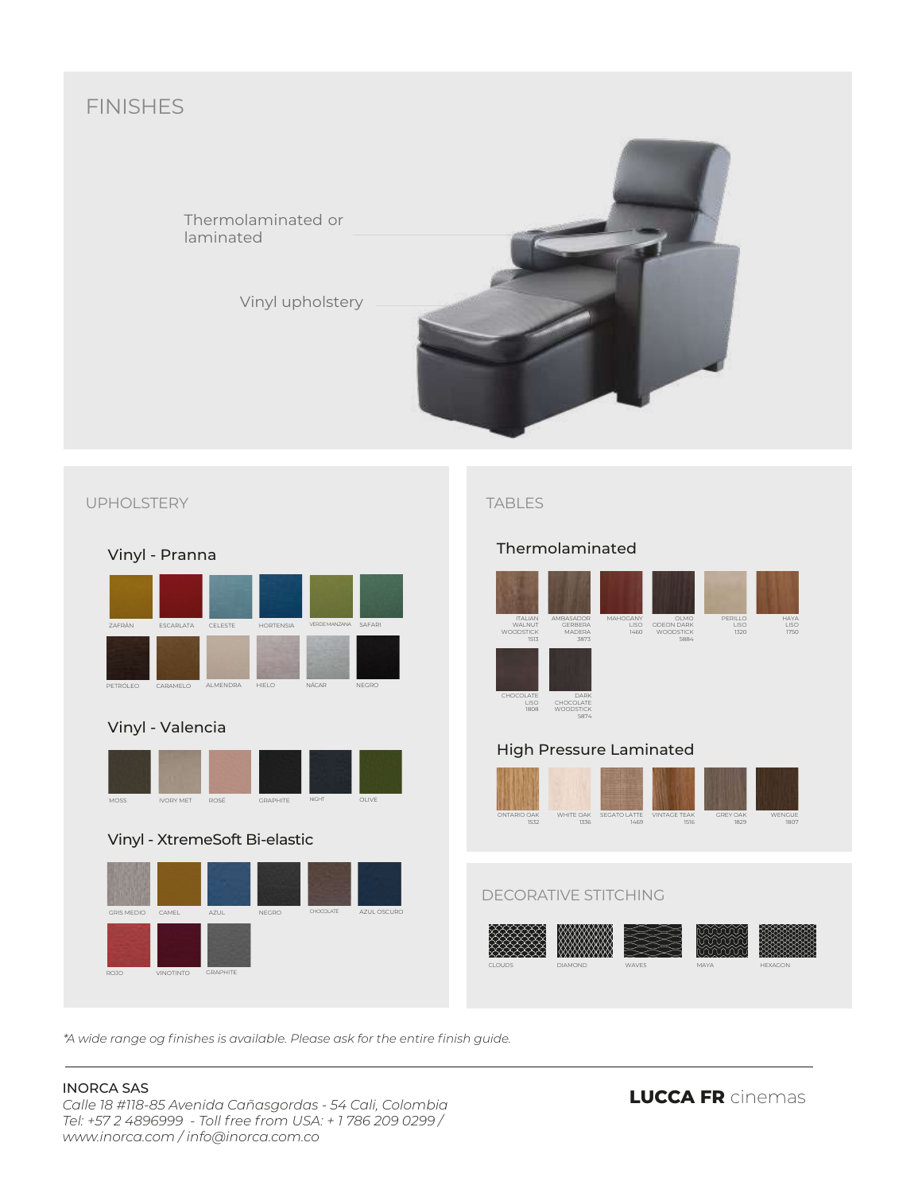# FINISHES

Thermolaminated or laminated

Vinyl upholstery

## UPHOLSTERY

### Vinyl - Pranna

ZAFRÁN, ESCARLATA, CELESTE, HORTENSIA, VERDE MANZANA, SAFARI

PETRÓLEO, CARAMELO, ALMENDRA, HIELO, NÁCAR, NEGRO

### Vinyl - Valencia

MOSS, IVORY MET, ROSÉ, GRAPHITE, NIGHT, OLIVE

### Vinyl - XtremeSoft Bi-elastic

GRIS MEDIO, CAMEL, AZUL, NEGRO, CHOCOLATE, AZUL OSCURO

ROJO, VINOTINTO, GRAPHITE

## TABLES

### Thermolaminated

ITALIAN WALNUT WOODSTICK 1513, AMBASADOR GERBERA MADERA 3873, MAHOGANY LISO 1460, OLMO ODEON DARK WOODSTICK 5884, PERILLO LISO 1320, HAYA LISO 1750

CHOCOLATE LISO 1808, DARK CHOCOLATE WOODSTICK 5874

### High Pressure Laminated

ONTARIO OAK 1532, WHITE OAK 1336, SEGATO LATTE 1469, VINTAGE TEAK 1516, GREY OAK 1829, WENGUE 1807

## DECORATIVE STITCHING

CLOUDS, DIAMOND, WAVES, MAYA, HEXAGON

*\*A wide range og finishes is available. Please ask for the entire finish guide.*

INORCA SAS
*Calle 18 #118-85 Avenida Cañasgordas - 54 Cali, Colombia*
*Tel: +57 2 4896999 - Toll free from USA: + 1 786 209 0299 /*
*www.inorca.com / info@inorca.com.co*

**LUCCA FR** cinemas